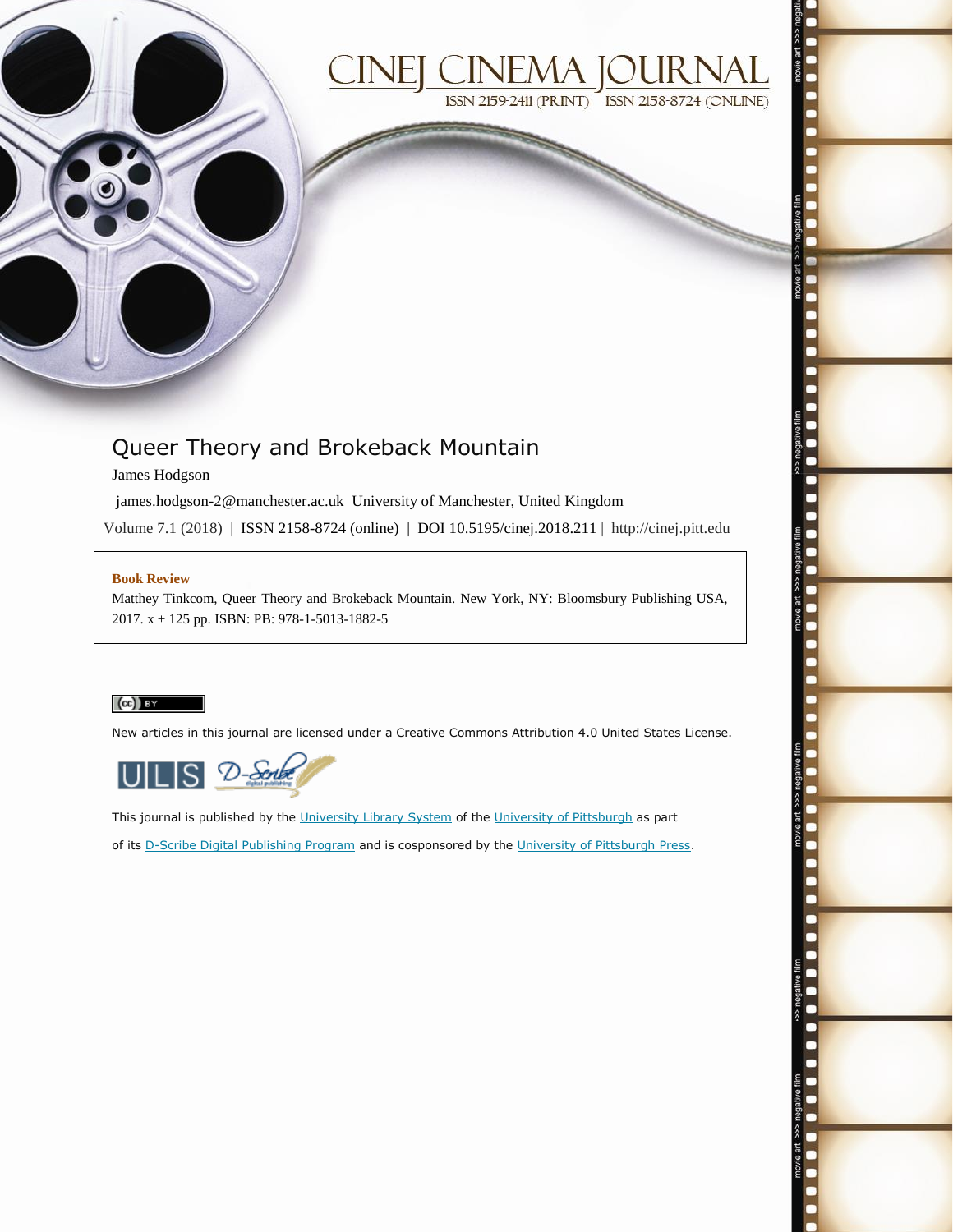# CINEJ CINEMA JOURNAL

ISSN 2159-2411 (PRINT) ISSN 2158-8724 (ONLINE)

## Queer Theory and Brokeback Mountain

James Hodgson

james.hodgson-2@manchester.ac.uk University of Manchester, United Kingdom

Volume 7.1 (2018) | ISSN 2158-8724 (online) | DOI 10.5195/cinej.2018.211 | http://cinej.pitt.edu

**Book Review**

Matthey Tinkcom, Queer Theory and Brokeback Mountain. New York, NY: Bloomsbury Publishing USA, 2017. x + 125 pp. ISBN: PB: 978-1-5013-1882-5

New articles in this journal are licensed under a Creative Commons Attribution 4.0 United States License.

This journal is published by the University Library System of the University of Pittsburgh as part of its D-Scribe Digital Publishing Program and is cosponsored by the University of Pittsburgh Press.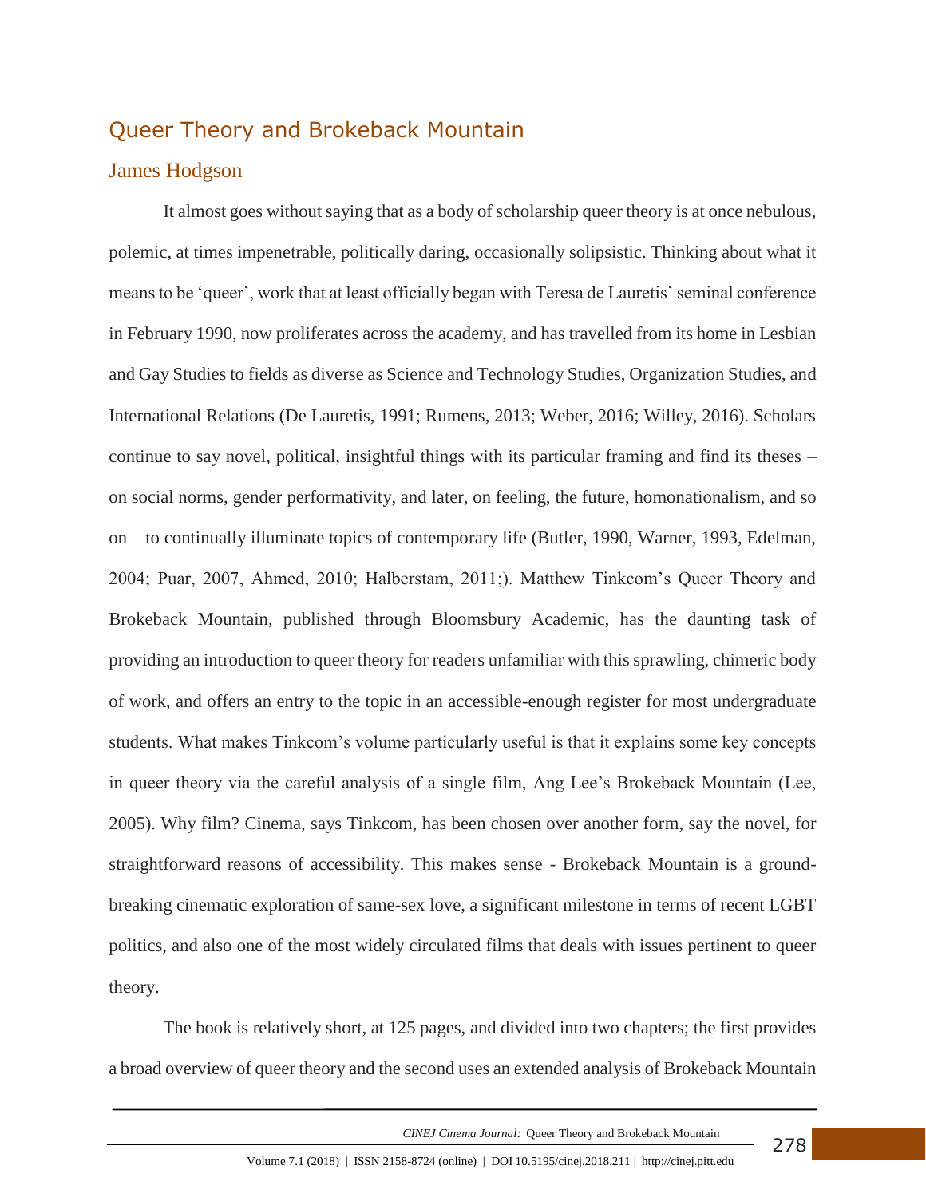## Queer Theory and Brokeback Mountain

### James Hodgson

It almost goes without saying that as a body of scholarship queer theory is at once nebulous, polemic, at times impenetrable, politically daring, occasionally solipsistic. Thinking about what it means to be 'queer', work that at least officially began with Teresa de Lauretis' seminal conference in February 1990, now proliferates across the academy, and has travelled from its home in Lesbian and Gay Studies to fields as diverse as Science and Technology Studies, Organization Studies, and International Relations (De Lauretis, 1991; Rumens, 2013; Weber, 2016; Willey, 2016). Scholars continue to say novel, political, insightful things with its particular framing and find its theses – on social norms, gender performativity, and later, on feeling, the future, homonationalism, and so on – to continually illuminate topics of contemporary life (Butler, 1990, Warner, 1993, Edelman, 2004; Puar, 2007, Ahmed, 2010; Halberstam, 2011;). Matthew Tinkcom's Queer Theory and Brokeback Mountain, published through Bloomsbury Academic, has the daunting task of providing an introduction to queer theory for readers unfamiliar with this sprawling, chimeric body of work, and offers an entry to the topic in an accessible-enough register for most undergraduate students. What makes Tinkcom's volume particularly useful is that it explains some key concepts in queer theory via the careful analysis of a single film, Ang Lee's Brokeback Mountain (Lee, 2005). Why film? Cinema, says Tinkcom, has been chosen over another form, say the novel, for straightforward reasons of accessibility. This makes sense - Brokeback Mountain is a ground-breaking cinematic exploration of same-sex love, a significant milestone in terms of recent LGBT politics, and also one of the most widely circulated films that deals with issues pertinent to queer theory.

The book is relatively short, at 125 pages, and divided into two chapters; the first provides a broad overview of queer theory and the second uses an extended analysis of Brokeback Mountain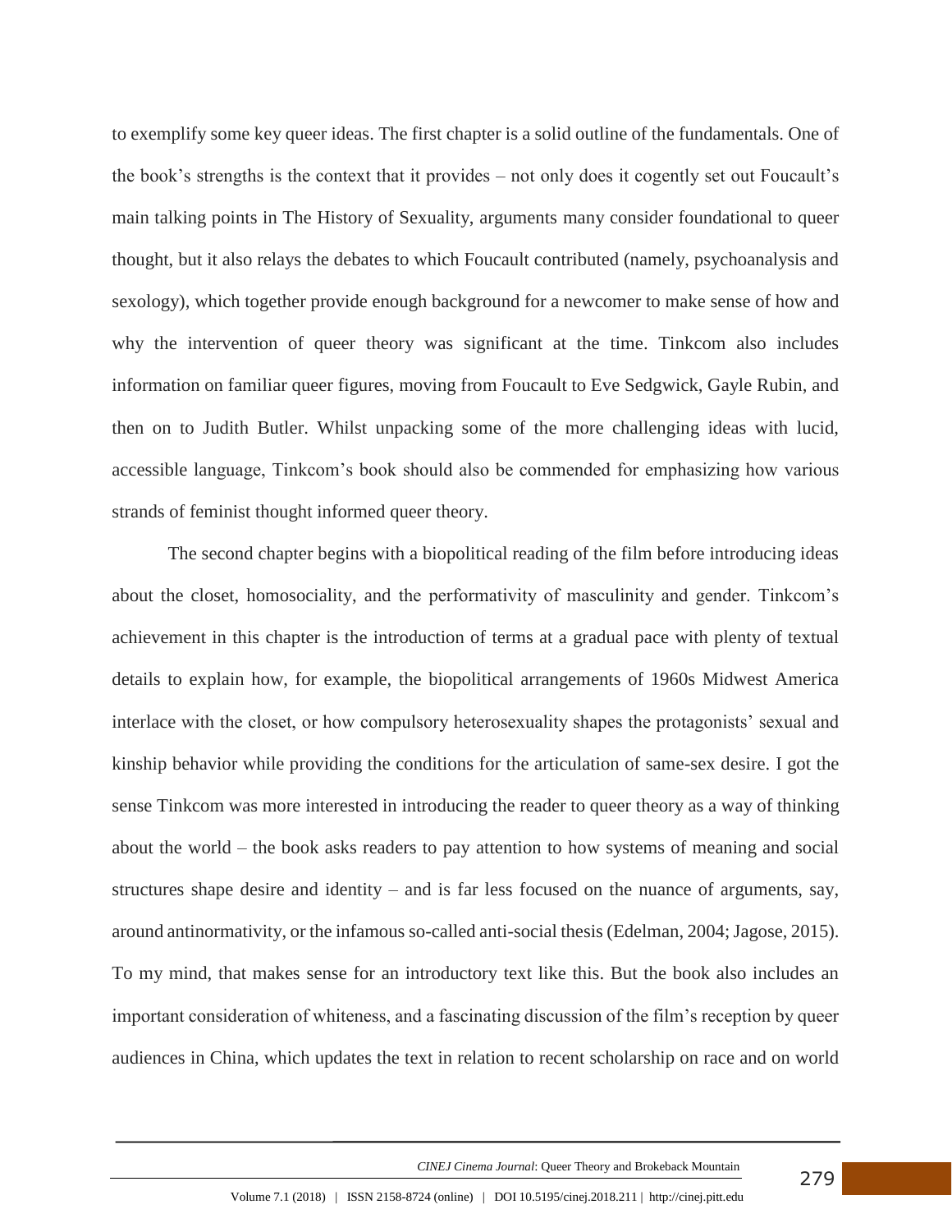to exemplify some key queer ideas. The first chapter is a solid outline of the fundamentals. One of the book's strengths is the context that it provides – not only does it cogently set out Foucault's main talking points in The History of Sexuality, arguments many consider foundational to queer thought, but it also relays the debates to which Foucault contributed (namely, psychoanalysis and sexology), which together provide enough background for a newcomer to make sense of how and why the intervention of queer theory was significant at the time. Tinkcom also includes information on familiar queer figures, moving from Foucault to Eve Sedgwick, Gayle Rubin, and then on to Judith Butler. Whilst unpacking some of the more challenging ideas with lucid, accessible language, Tinkcom's book should also be commended for emphasizing how various strands of feminist thought informed queer theory.

The second chapter begins with a biopolitical reading of the film before introducing ideas about the closet, homosociality, and the performativity of masculinity and gender. Tinkcom's achievement in this chapter is the introduction of terms at a gradual pace with plenty of textual details to explain how, for example, the biopolitical arrangements of 1960s Midwest America interlace with the closet, or how compulsory heterosexuality shapes the protagonists' sexual and kinship behavior while providing the conditions for the articulation of same-sex desire. I got the sense Tinkcom was more interested in introducing the reader to queer theory as a way of thinking about the world – the book asks readers to pay attention to how systems of meaning and social structures shape desire and identity – and is far less focused on the nuance of arguments, say, around antinormativity, or the infamous so-called anti-social thesis (Edelman, 2004; Jagose, 2015). To my mind, that makes sense for an introductory text like this. But the book also includes an important consideration of whiteness, and a fascinating discussion of the film's reception by queer audiences in China, which updates the text in relation to recent scholarship on race and on world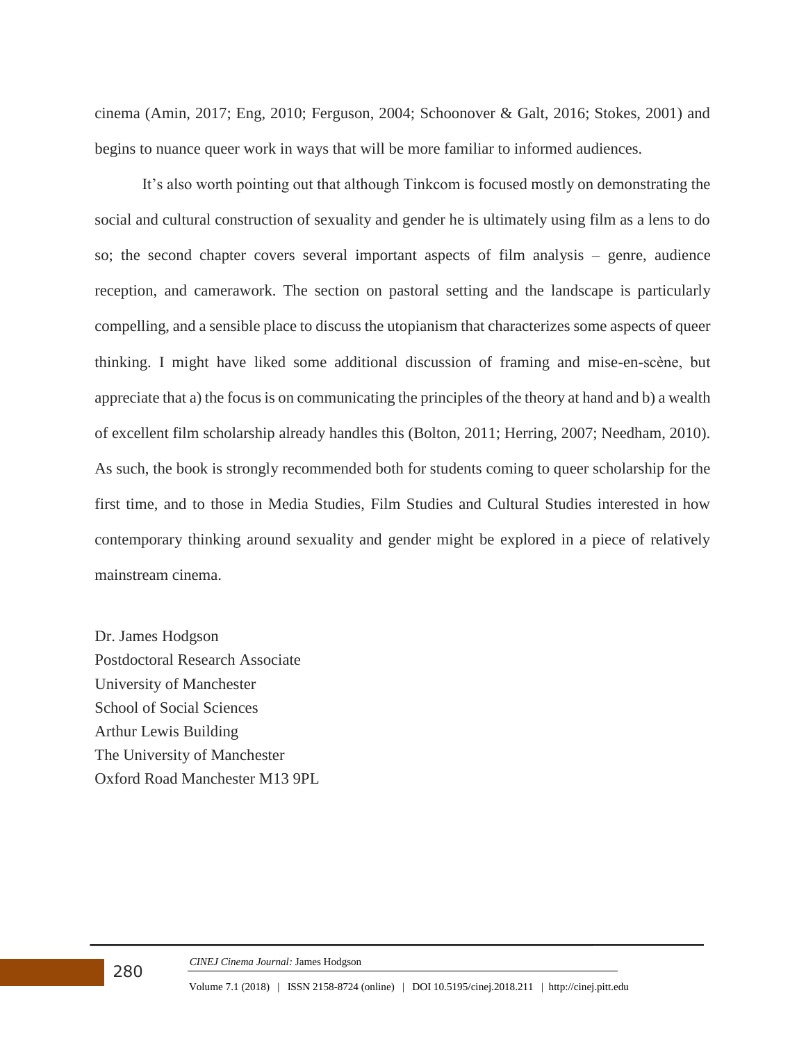cinema (Amin, 2017; Eng, 2010; Ferguson, 2004; Schoonover & Galt, 2016; Stokes, 2001) and begins to nuance queer work in ways that will be more familiar to informed audiences.

It's also worth pointing out that although Tinkcom is focused mostly on demonstrating the social and cultural construction of sexuality and gender he is ultimately using film as a lens to do so; the second chapter covers several important aspects of film analysis – genre, audience reception, and camerawork. The section on pastoral setting and the landscape is particularly compelling, and a sensible place to discuss the utopianism that characterizes some aspects of queer thinking. I might have liked some additional discussion of framing and mise-en-scène, but appreciate that a) the focus is on communicating the principles of the theory at hand and b) a wealth of excellent film scholarship already handles this (Bolton, 2011; Herring, 2007; Needham, 2010). As such, the book is strongly recommended both for students coming to queer scholarship for the first time, and to those in Media Studies, Film Studies and Cultural Studies interested in how contemporary thinking around sexuality and gender might be explored in a piece of relatively mainstream cinema.

Dr. James Hodgson
Postdoctoral Research Associate
University of Manchester
School of Social Sciences
Arthur Lewis Building
The University of Manchester
Oxford Road Manchester M13 9PL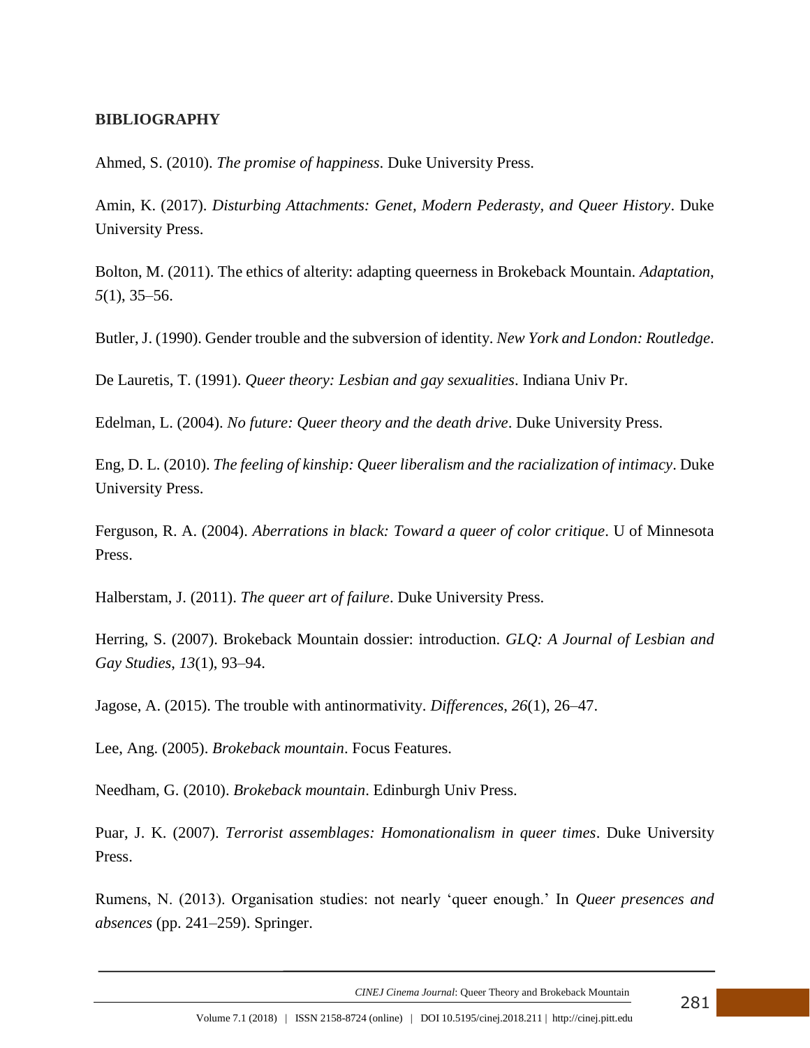## BIBLIOGRAPHY

Ahmed, S. (2010). *The promise of happiness*. Duke University Press.

Amin, K. (2017). *Disturbing Attachments: Genet, Modern Pederasty, and Queer History*. Duke University Press.

Bolton, M. (2011). The ethics of alterity: adapting queerness in Brokeback Mountain. *Adaptation*, *5*(1), 35–56.

Butler, J. (1990). Gender trouble and the subversion of identity. *New York and London: Routledge*.

De Lauretis, T. (1991). *Queer theory: Lesbian and gay sexualities*. Indiana Univ Pr.

Edelman, L. (2004). *No future: Queer theory and the death drive*. Duke University Press.

Eng, D. L. (2010). *The feeling of kinship: Queer liberalism and the racialization of intimacy*. Duke University Press.

Ferguson, R. A. (2004). *Aberrations in black: Toward a queer of color critique*. U of Minnesota Press.

Halberstam, J. (2011). *The queer art of failure*. Duke University Press.

Herring, S. (2007). Brokeback Mountain dossier: introduction. *GLQ: A Journal of Lesbian and Gay Studies*, *13*(1), 93–94.

Jagose, A. (2015). The trouble with antinormativity. *Differences*, *26*(1), 26–47.

Lee, Ang. (2005). *Brokeback mountain*. Focus Features.

Needham, G. (2010). *Brokeback mountain*. Edinburgh Univ Press.

Puar, J. K. (2007). *Terrorist assemblages: Homonationalism in queer times*. Duke University Press.

Rumens, N. (2013). Organisation studies: not nearly 'queer enough.' In *Queer presences and absences* (pp. 241–259). Springer.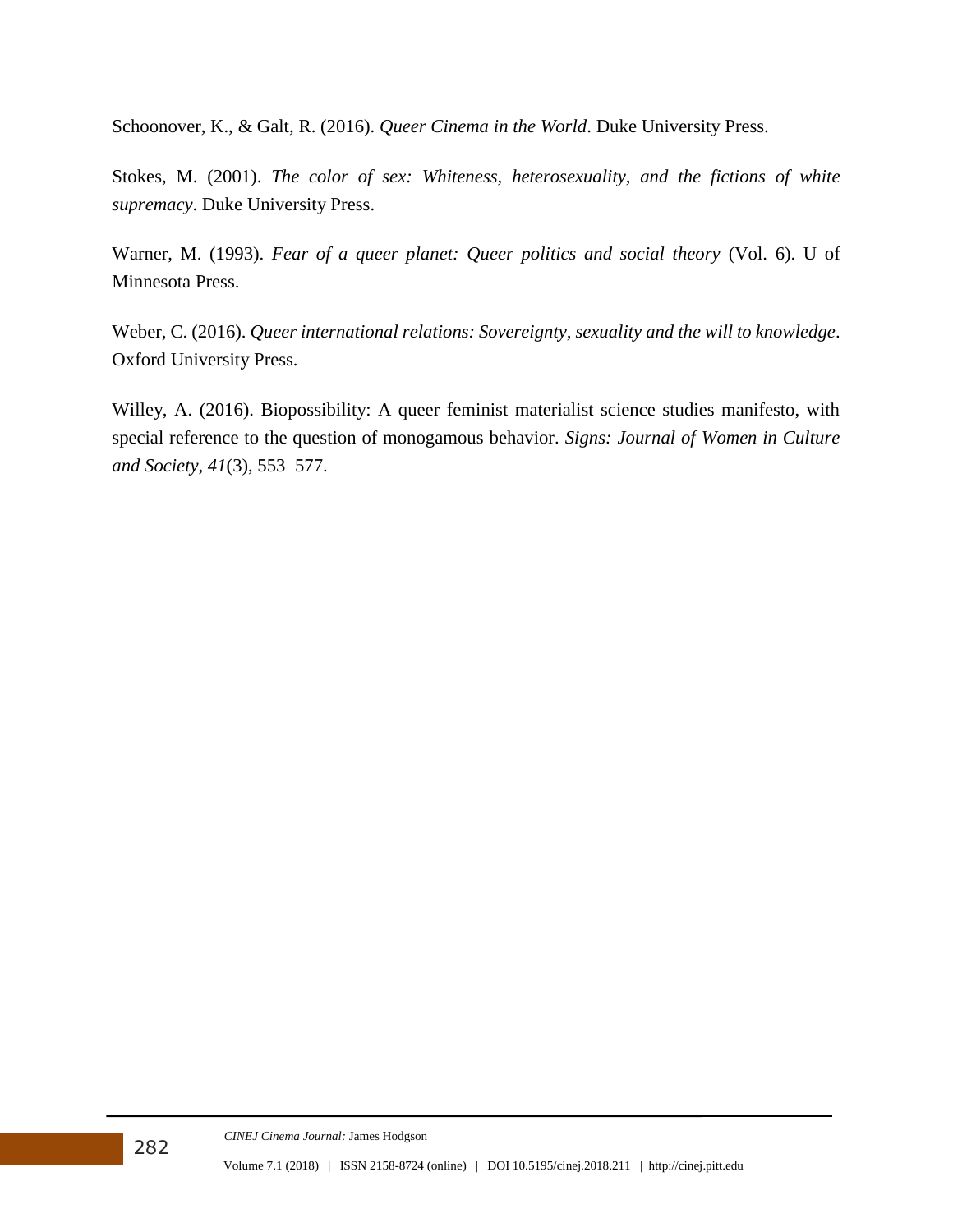Schoonover, K., & Galt, R. (2016). *Queer Cinema in the World*. Duke University Press.

Stokes, M. (2001). *The color of sex: Whiteness, heterosexuality, and the fictions of white supremacy*. Duke University Press.

Warner, M. (1993). *Fear of a queer planet: Queer politics and social theory* (Vol. 6). U of Minnesota Press.

Weber, C. (2016). *Queer international relations: Sovereignty, sexuality and the will to knowledge*. Oxford University Press.

Willey, A. (2016). Biopossibility: A queer feminist materialist science studies manifesto, with special reference to the question of monogamous behavior. *Signs: Journal of Women in Culture and Society*, *41*(3), 553–577.